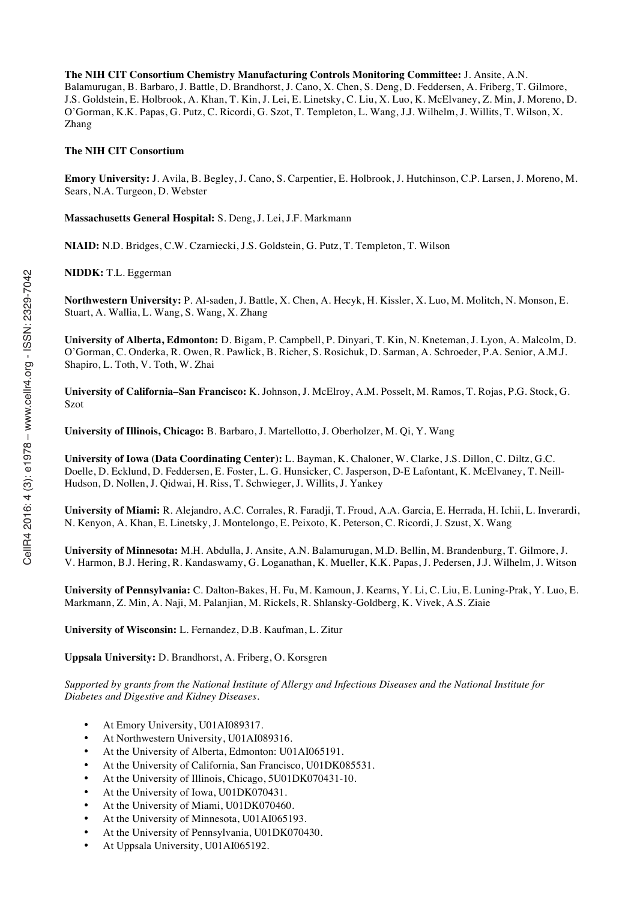**The NIH CIT Consortium Chemistry Manufacturing Controls Monitoring Committee:** J. Ansite, A.N. Balamurugan, B. Barbaro, J. Battle, D. Brandhorst, J. Cano, X. Chen, S. Deng, D. Feddersen, A. Friberg, T. Gilmore, J.S. Goldstein, E. Holbrook, A. Khan, T. Kin, J. Lei, E. Linetsky, C. Liu, X. Luo, K. McElvaney, Z. Min, J. Moreno, D. O'Gorman, K.K. Papas, G. Putz, C. Ricordi, G. Szot, T. Templeton, L. Wang, J.J. Wilhelm, J. Willits, T. Wilson, X. Zhang

**The NIH CIT Consortium**

**Emory University:** J. Avila, B. Begley, J. Cano, S. Carpentier, E. Holbrook, J. Hutchinson, C.P. Larsen, J. Moreno, M. Sears, N.A. Turgeon, D. Webster

**Massachusetts General Hospital:** S. Deng, J. Lei, J.F. Markmann

**NIAID:** N.D. Bridges, C.W. Czarniecki, J.S. Goldstein, G. Putz, T. Templeton, T. Wilson

**NIDDK:** T.L. Eggerman

**Northwestern University:** P. Al-saden, J. Battle, X. Chen, A. Hecyk, H. Kissler, X. Luo, M. Molitch, N. Monson, E. Stuart, A. Wallia, L. Wang, S. Wang, X. Zhang

**University of Alberta, Edmonton:** D. Bigam, P. Campbell, P. Dinyari, T. Kin, N. Kneteman, J. Lyon, A. Malcolm, D. O'Gorman, C. Onderka, R. Owen, R. Pawlick, B. Richer, S. Rosichuk, D. Sarman, A. Schroeder, P.A. Senior, A.M.J. Shapiro, L. Toth, V. Toth, W. Zhai

**University of California–San Francisco:** K. Johnson, J. McElroy, A.M. Posselt, M. Ramos, T. Rojas, P.G. Stock, G. Szot

**University of Illinois, Chicago:** B. Barbaro, J. Martellotto, J. Oberholzer, M. Qi, Y. Wang

**University of Iowa (Data Coordinating Center):** L. Bayman, K. Chaloner, W. Clarke, J.S. Dillon, C. Diltz, G.C. Doelle, D. Ecklund, D. Feddersen, E. Foster, L. G. Hunsicker, C. Jasperson, D-E Lafontant, K. McElvaney, T. Neill-Hudson, D. Nollen, J. Qidwai, H. Riss, T. Schwieger, J. Willits, J. Yankey

**University of Miami:** R. Alejandro, A.C. Corrales, R. Faradji, T. Froud, A.A. Garcia, E. Herrada, H. Ichii, L. Inverardi, N. Kenyon, A. Khan, E. Linetsky, J. Montelongo, E. Peixoto, K. Peterson, C. Ricordi, J. Szust, X. Wang

**University of Minnesota:** M.H. Abdulla, J. Ansite, A.N. Balamurugan, M.D. Bellin, M. Brandenburg, T. Gilmore, J. V. Harmon, B.J. Hering, R. Kandaswamy, G. Loganathan, K. Mueller, K.K. Papas, J. Pedersen, J.J. Wilhelm, J. Witson

**University of Pennsylvania:** C. Dalton-Bakes, H. Fu, M. Kamoun, J. Kearns, Y. Li, C. Liu, E. Luning-Prak, Y. Luo, E. Markmann, Z. Min, A. Naji, M. Palanjian, M. Rickels, R. Shlansky-Goldberg, K. Vivek, A.S. Ziaie

**University of Wisconsin:** L. Fernandez, D.B. Kaufman, L. Zitur

**Uppsala University:** D. Brandhorst, A. Friberg, O. Korsgren

*Supported by grants from the National Institute of Allergy and Infectious Diseases and the National Institute for Diabetes and Digestive and Kidney Diseases.*

- At Emory University, U01AI089317.
- At Northwestern University, U01AI089316.
- At the University of Alberta, Edmonton: U01AI065191.
- At the University of California, San Francisco, U01DK085531.
- At the University of Illinois, Chicago, 5U01DK070431-10.
- At the University of Iowa, U01DK070431.
- At the University of Miami, U01DK070460.
- At the University of Minnesota, U01AI065193.
- At the University of Pennsylvania, U01DK070430.
- At Uppsala University, U01AI065192.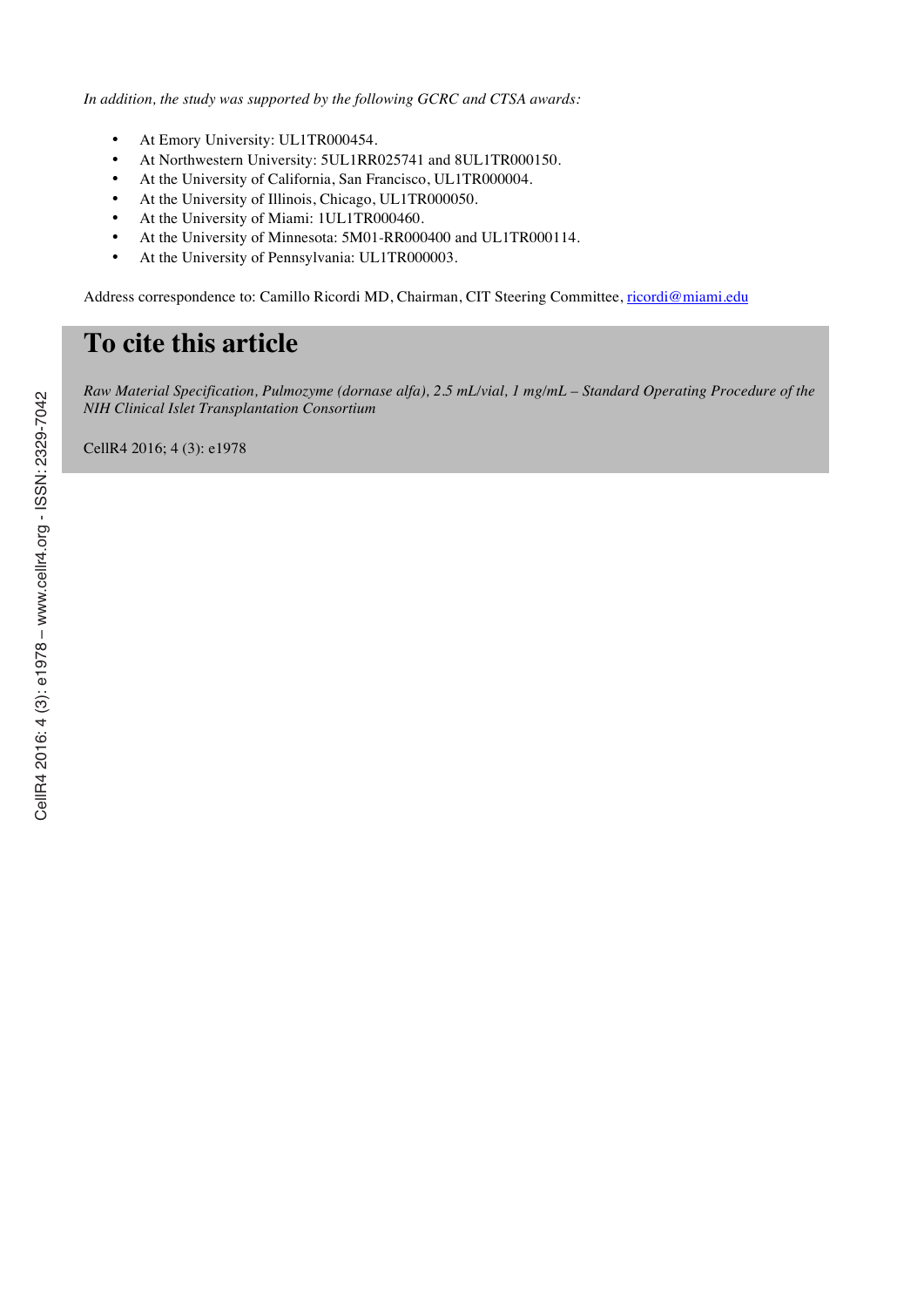*In addition, the study was supported by the following GCRC and CTSA awards:*

- At Emory University: UL1TR000454.
- At Northwestern University: 5UL1RR025741 and 8UL1TR000150.
- At the University of California, San Francisco, UL1TR000004.
- At the University of Illinois, Chicago, UL1TR000050.
- At the University of Miami: 1UL1TR000460.
- At the University of Minnesota: 5M01-RR000400 and UL1TR000114.
- At the University of Pennsylvania: UL1TR000003.

Address correspondence to: Camillo Ricordi MD, Chairman, CIT Steering Committee, ricordi@miami.edu

# To cite this article

*Raw Material Specification, Pulmozyme (dornase alfa), 2.5 mL/vial, 1 mg/mL – Standard Operating Procedure of the NIH Clinical Islet Transplantation Consortium*

CellR4 2016; 4 (3): e1978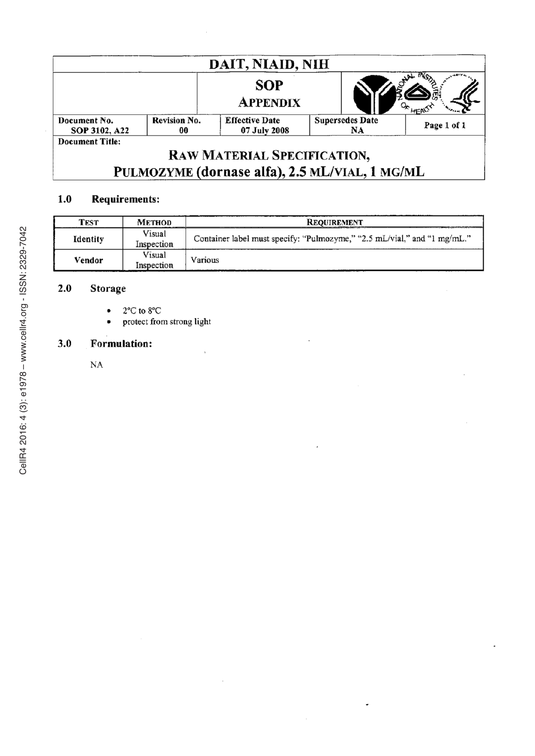| DAIT, NIAID, NIH | | | | |
|---|---|---|---|---|
| | SOP APPENDIX | | | |
| **Document No.** SOP 3102, A22 | **Revision No.** 00 | **Effective Date** 07 July 2008 | **Supersedes Date** NA | **Page 1 of 1** |

**Document Title:**

**RAW MATERIAL SPECIFICATION, PULMOZYME (dornase alfa), 2.5 ML/VIAL, 1 MG/ML**

## 1.0 Requirements:

| TEST | METHOD | REQUIREMENT |
|---|---|---|
| Identity | Visual Inspection | Container label must specify: "Pulmozyme," "2.5 mL/vial," and "1 mg/mL." |
| Vendor | Visual Inspection | Various |

## 2.0 Storage

- 2°C to 8°C
- protect from strong light

## 3.0 Formulation:

NA